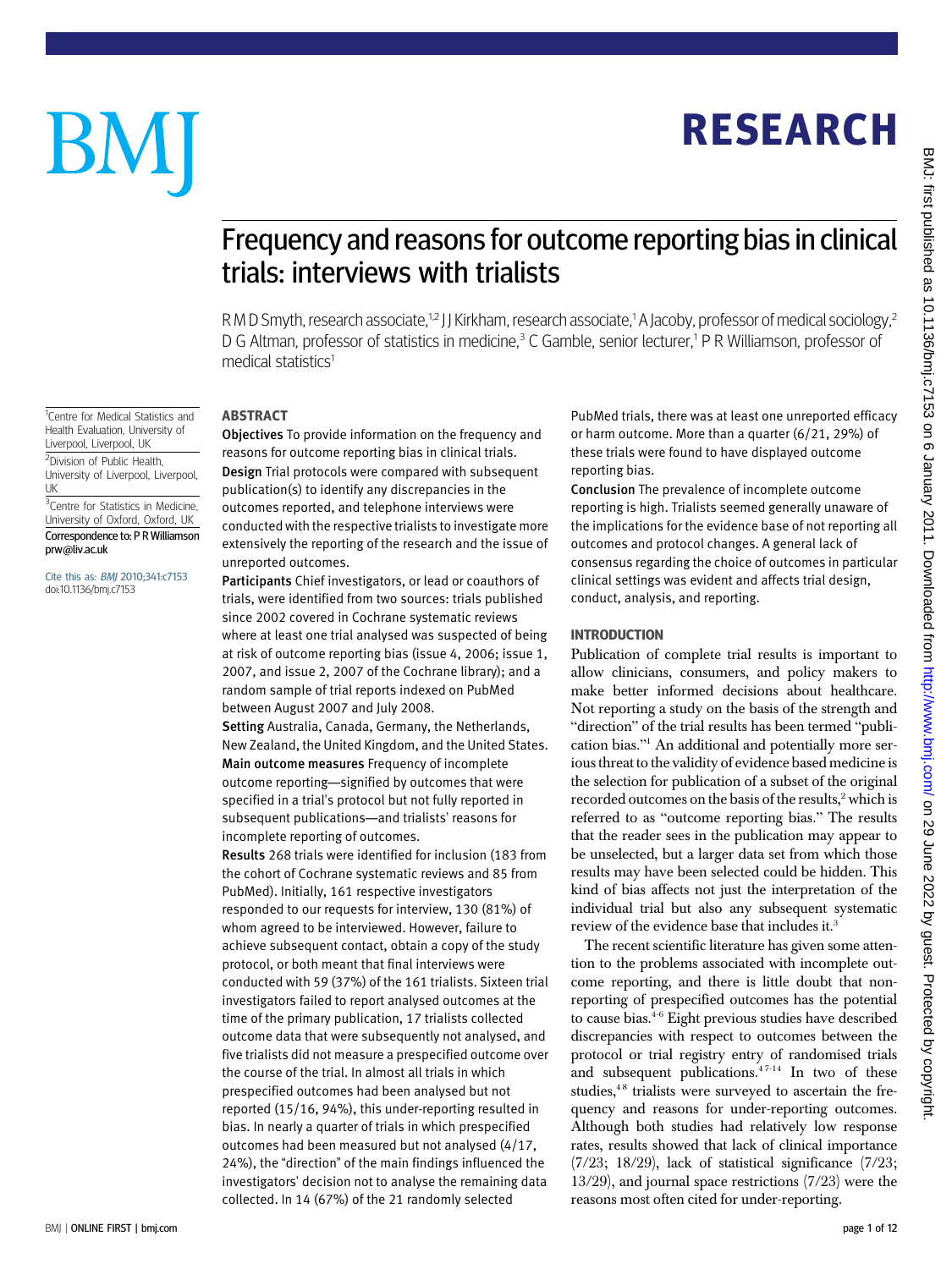# RESEARCH

# Frequency and reasons for outcome reporting bias in clinical trials: interviews with trialists

R M D Smyth, research associate,[1,2] J J Kirkham, research associate,[1] A Jacoby, professor of medical sociology,[2] D G Altman, professor of statistics in medicine,[3] C Gamble, senior lecturer,[1] P R Williamson, professor of medical statistics[1]

[1]Centre for Medical Statistics and Health Evaluation, University of Liverpool, Liverpool, UK

[2]Division of Public Health, University of Liverpool, Liverpool, UK

[3]Centre for Statistics in Medicine, University of Oxford, Oxford, UK

Correspondence to: P R Williamson prw@liv.ac.uk

Cite this as: *BMJ* 2010;341:c7153
doi:10.1136/bmj.c7153

## ABSTRACT

**Objectives** To provide information on the frequency and reasons for outcome reporting bias in clinical trials.

**Design** Trial protocols were compared with subsequent publication(s) to identify any discrepancies in the outcomes reported, and telephone interviews were conducted with the respective trialists to investigate more extensively the reporting of the research and the issue of unreported outcomes.

**Participants** Chief investigators, or lead or coauthors of trials, were identified from two sources: trials published since 2002 covered in Cochrane systematic reviews where at least one trial analysed was suspected of being at risk of outcome reporting bias (issue 4, 2006; issue 1, 2007, and issue 2, 2007 of the Cochrane library); and a random sample of trial reports indexed on PubMed between August 2007 and July 2008.

**Setting** Australia, Canada, Germany, the Netherlands, New Zealand, the United Kingdom, and the United States.

**Main outcome measures** Frequency of incomplete outcome reporting—signified by outcomes that were specified in a trial's protocol but not fully reported in subsequent publications—and trialists' reasons for incomplete reporting of outcomes.

**Results** 268 trials were identified for inclusion (183 from the cohort of Cochrane systematic reviews and 85 from PubMed). Initially, 161 respective investigators responded to our requests for interview, 130 (81%) of whom agreed to be interviewed. However, failure to achieve subsequent contact, obtain a copy of the study protocol, or both meant that final interviews were conducted with 59 (37%) of the 161 trialists. Sixteen trial investigators failed to report analysed outcomes at the time of the primary publication, 17 trialists collected outcome data that were subsequently not analysed, and five trialists did not measure a prespecified outcome over the course of the trial. In almost all trials in which prespecified outcomes had been analysed but not reported (15/16, 94%), this under-reporting resulted in bias. In nearly a quarter of trials in which prespecified outcomes had been measured but not analysed (4/17, 24%), the "direction" of the main findings influenced the investigators' decision not to analyse the remaining data collected. In 14 (67%) of the 21 randomly selected PubMed trials, there was at least one unreported efficacy or harm outcome. More than a quarter (6/21, 29%) of these trials were found to have displayed outcome reporting bias.

**Conclusion** The prevalence of incomplete outcome reporting is high. Trialists seemed generally unaware of the implications for the evidence base of not reporting all outcomes and protocol changes. A general lack of consensus regarding the choice of outcomes in particular clinical settings was evident and affects trial design, conduct, analysis, and reporting.

## INTRODUCTION

Publication of complete trial results is important to allow clinicians, consumers, and policy makers to make better informed decisions about healthcare. Not reporting a study on the basis of the strength and "direction" of the trial results has been termed "publication bias."[1] An additional and potentially more serious threat to the validity of evidence based medicine is the selection for publication of a subset of the original recorded outcomes on the basis of the results,[2] which is referred to as "outcome reporting bias." The results that the reader sees in the publication may appear to be unselected, but a larger data set from which those results may have been selected could be hidden. This kind of bias affects not just the interpretation of the individual trial but also any subsequent systematic review of the evidence base that includes it.[3]

The recent scientific literature has given some attention to the problems associated with incomplete outcome reporting, and there is little doubt that non-reporting of prespecified outcomes has the potential to cause bias.[4-6] Eight previous studies have described discrepancies with respect to outcomes between the protocol or trial registry entry of randomised trials and subsequent publications.[4 7-14] In two of these studies,[4 8] trialists were surveyed to ascertain the frequency and reasons for under-reporting outcomes. Although both studies had relatively low response rates, results showed that lack of clinical importance (7/23; 18/29), lack of statistical significance (7/23; 13/29), and journal space restrictions (7/23) were the reasons most often cited for under-reporting.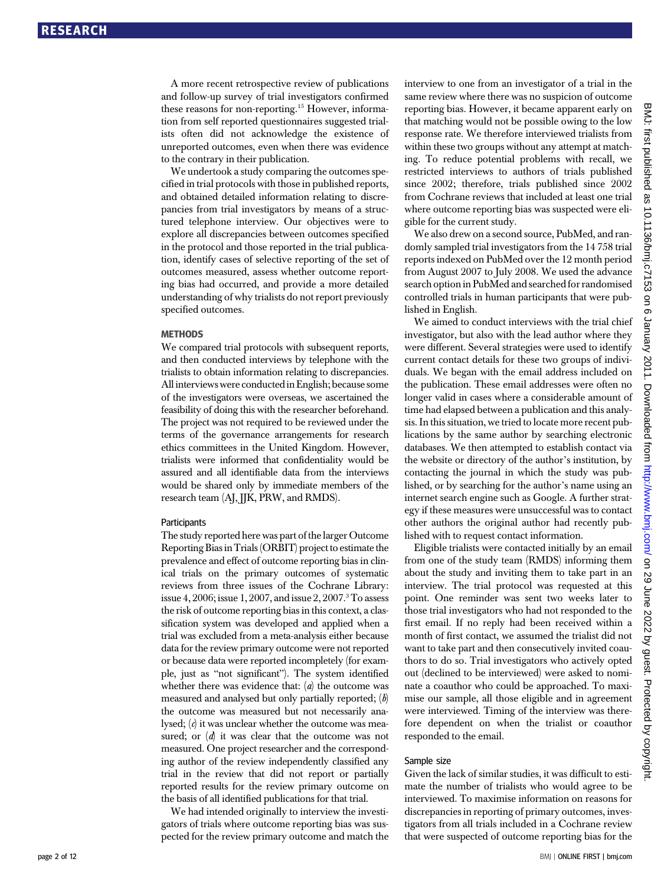A more recent retrospective review of publications and follow-up survey of trial investigators confirmed these reasons for non-reporting.[15] However, information from self reported questionnaires suggested trialists often did not acknowledge the existence of unreported outcomes, even when there was evidence to the contrary in their publication.

We undertook a study comparing the outcomes specified in trial protocols with those in published reports, and obtained detailed information relating to discrepancies from trial investigators by means of a structured telephone interview. Our objectives were to explore all discrepancies between outcomes specified in the protocol and those reported in the trial publication, identify cases of selective reporting of the set of outcomes measured, assess whether outcome reporting bias had occurred, and provide a more detailed understanding of why trialists do not report previously specified outcomes.

## METHODS

We compared trial protocols with subsequent reports, and then conducted interviews by telephone with the trialists to obtain information relating to discrepancies. All interviews were conducted in English; because some of the investigators were overseas, we ascertained the feasibility of doing this with the researcher beforehand. The project was not required to be reviewed under the terms of the governance arrangements for research ethics committees in the United Kingdom. However, trialists were informed that confidentiality would be assured and all identifiable data from the interviews would be shared only by immediate members of the research team (AJ, JJK, PRW, and RMDS).

### Participants

The study reported here was part of the larger Outcome Reporting Bias in Trials (ORBIT) project to estimate the prevalence and effect of outcome reporting bias in clinical trials on the primary outcomes of systematic reviews from three issues of the Cochrane Library: issue 4, 2006; issue 1, 2007, and issue 2, 2007.[3] To assess the risk of outcome reporting bias in this context, a classification system was developed and applied when a trial was excluded from a meta-analysis either because data for the review primary outcome were not reported or because data were reported incompletely (for example, just as "not significant"). The system identified whether there was evidence that: (*a*) the outcome was measured and analysed but only partially reported; (*b*) the outcome was measured but not necessarily analysed; (*c*) it was unclear whether the outcome was measured; or (*d*) it was clear that the outcome was not measured. One project researcher and the corresponding author of the review independently classified any trial in the review that did not report or partially reported results for the review primary outcome on the basis of all identified publications for that trial.

We had intended originally to interview the investigators of trials where outcome reporting bias was suspected for the review primary outcome and match the interview to one from an investigator of a trial in the same review where there was no suspicion of outcome reporting bias. However, it became apparent early on that matching would not be possible owing to the low response rate. We therefore interviewed trialists from within these two groups without any attempt at matching. To reduce potential problems with recall, we restricted interviews to authors of trials published since 2002; therefore, trials published since 2002 from Cochrane reviews that included at least one trial where outcome reporting bias was suspected were eligible for the current study.

We also drew on a second source, PubMed, and randomly sampled trial investigators from the 14 758 trial reports indexed on PubMed over the 12 month period from August 2007 to July 2008. We used the advance search option in PubMed and searched for randomised controlled trials in human participants that were published in English.

We aimed to conduct interviews with the trial chief investigator, but also with the lead author where they were different. Several strategies were used to identify current contact details for these two groups of individuals. We began with the email address included on the publication. These email addresses were often no longer valid in cases where a considerable amount of time had elapsed between a publication and this analysis. In this situation, we tried to locate more recent publications by the same author by searching electronic databases. We then attempted to establish contact via the website or directory of the author's institution, by contacting the journal in which the study was published, or by searching for the author's name using an internet search engine such as Google. A further strategy if these measures were unsuccessful was to contact other authors the original author had recently published with to request contact information.

Eligible trialists were contacted initially by an email from one of the study team (RMDS) informing them about the study and inviting them to take part in an interview. The trial protocol was requested at this point. One reminder was sent two weeks later to those trial investigators who had not responded to the first email. If no reply had been received within a month of first contact, we assumed the trialist did not want to take part and then consecutively invited coauthors to do so. Trial investigators who actively opted out (declined to be interviewed) were asked to nominate a coauthor who could be approached. To maximise our sample, all those eligible and in agreement were interviewed. Timing of the interview was therefore dependent on when the trialist or coauthor responded to the email.

### Sample size

Given the lack of similar studies, it was difficult to estimate the number of trialists who would agree to be interviewed. To maximise information on reasons for discrepancies in reporting of primary outcomes, investigators from all trials included in a Cochrane review that were suspected of outcome reporting bias for the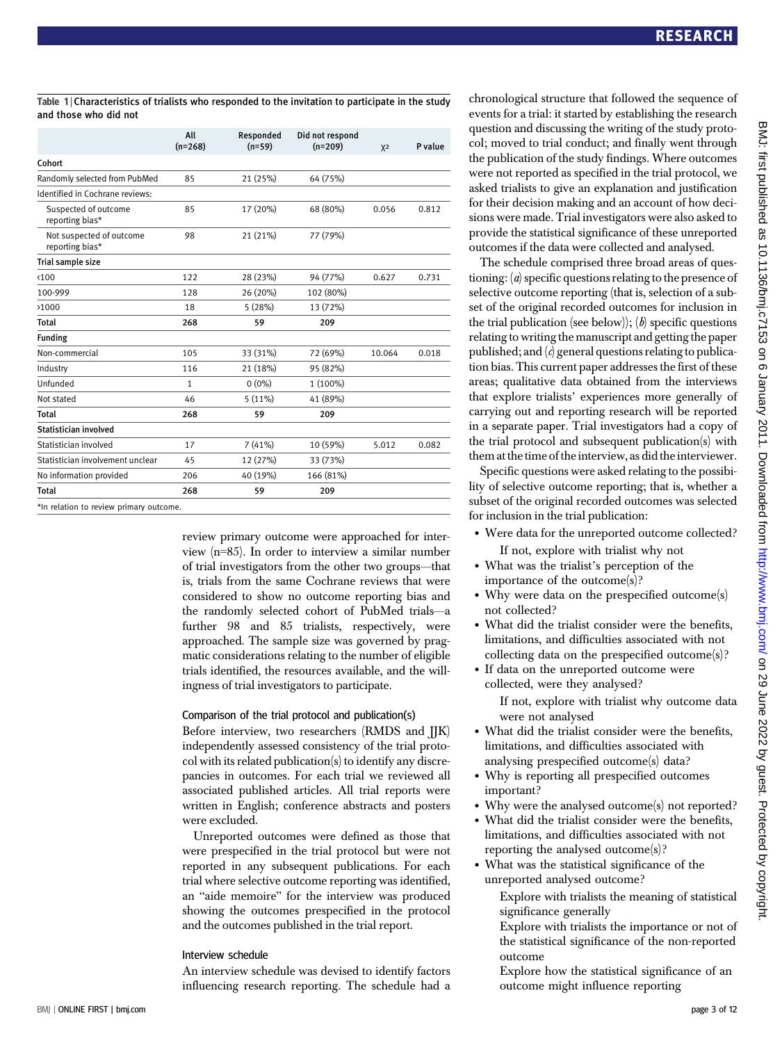Table 1 | Characteristics of trialists who responded to the invitation to participate in the study and those who did not

| | All (n=268) | Responded (n=59) | Did not respond (n=209) | $\chi^2$ | P value |
|---|---|---|---|---|---|
| **Cohort** | | | | | |
| Randomly selected from PubMed | 85 | 21 (25%) | 64 (75%) | | |
| Identified in Cochrane reviews: | | | | | |
| Suspected of outcome reporting bias* | 85 | 17 (20%) | 68 (80%) | 0.056 | 0.812 |
| Not suspected of outcome reporting bias* | 98 | 21 (21%) | 77 (79%) | | |
| **Trial sample size** | | | | | |
| <100 | 122 | 28 (23%) | 94 (77%) | 0.627 | 0.731 |
| 100-999 | 128 | 26 (20%) | 102 (80%) | | |
| >1000 | 18 | 5 (28%) | 13 (72%) | | |
| **Total** | **268** | **59** | **209** | | |
| **Funding** | | | | | |
| Non-commercial | 105 | 33 (31%) | 72 (69%) | 10.064 | 0.018 |
| Industry | 116 | 21 (18%) | 95 (82%) | | |
| Unfunded | 1 | 0 (0%) | 1 (100%) | | |
| Not stated | 46 | 5 (11%) | 41 (89%) | | |
| **Total** | **268** | **59** | **209** | | |
| **Statistician involved** | | | | | |
| Statistician involved | 17 | 7 (41%) | 10 (59%) | 5.012 | 0.082 |
| Statistician involvement unclear | 45 | 12 (27%) | 33 (73%) | | |
| No information provided | 206 | 40 (19%) | 166 (81%) | | |
| **Total** | **268** | **59** | **209** | | |

*In relation to review primary outcome.

review primary outcome were approached for interview (n=85). In order to interview a similar number of trial investigators from the other two groups—that is, trials from the same Cochrane reviews that were considered to show no outcome reporting bias and the randomly selected cohort of PubMed trials—a further 98 and 85 trialists, respectively, were approached. The sample size was governed by pragmatic considerations relating to the number of eligible trials identified, the resources available, and the willingness of trial investigators to participate.

### Comparison of the trial protocol and publication(s)

Before interview, two researchers (RMDS and JJK) independently assessed consistency of the trial protocol with its related publication(s) to identify any discrepancies in outcomes. For each trial we reviewed all associated published articles. All trial reports were written in English; conference abstracts and posters were excluded.

Unreported outcomes were defined as those that were prespecified in the trial protocol but were not reported in any subsequent publications. For each trial where selective outcome reporting was identified, an "aide memoire" for the interview was produced showing the outcomes prespecified in the protocol and the outcomes published in the trial report.

### Interview schedule

An interview schedule was devised to identify factors influencing research reporting. The schedule had a chronological structure that followed the sequence of events for a trial: it started by establishing the research question and discussing the writing of the study protocol; moved to trial conduct; and finally went through the publication of the study findings. Where outcomes were not reported as specified in the trial protocol, we asked trialists to give an explanation and justification for their decision making and an account of how decisions were made. Trial investigators were also asked to provide the statistical significance of these unreported outcomes if the data were collected and analysed.

The schedule comprised three broad areas of questioning: (*a*) specific questions relating to the presence of selective outcome reporting (that is, selection of a subset of the original recorded outcomes for inclusion in the trial publication (see below)); (*b*) specific questions relating to writing the manuscript and getting the paper published; and (*c*) general questions relating to publication bias. This current paper addresses the first of these areas; qualitative data obtained from the interviews that explore trialists' experiences more generally of carrying out and reporting research will be reported in a separate paper. Trial investigators had a copy of the trial protocol and subsequent publication(s) with them at the time of the interview, as did the interviewer.

Specific questions were asked relating to the possibility of selective outcome reporting; that is, whether a subset of the original recorded outcomes was selected for inclusion in the trial publication:

- Were data for the unreported outcome collected?
  If not, explore with trialist why not
- What was the trialist's perception of the importance of the outcome(s)?
- Why were data on the prespecified outcome(s) not collected?
- What did the trialist consider were the benefits, limitations, and difficulties associated with not collecting data on the prespecified outcome(s)?
- If data on the unreported outcome were collected, were they analysed?
  If not, explore with trialist why outcome data were not analysed
- What did the trialist consider were the benefits, limitations, and difficulties associated with analysing prespecified outcome(s) data?
- Why is reporting all prespecified outcomes important?
- Why were the analysed outcome(s) not reported?
- What did the trialist consider were the benefits, limitations, and difficulties associated with not reporting the analysed outcome(s)?
- What was the statistical significance of the unreported analysed outcome?
  Explore with trialists the meaning of statistical significance generally
  Explore with trialists the importance or not of the statistical significance of the non-reported outcome
  Explore how the statistical significance of an outcome might influence reporting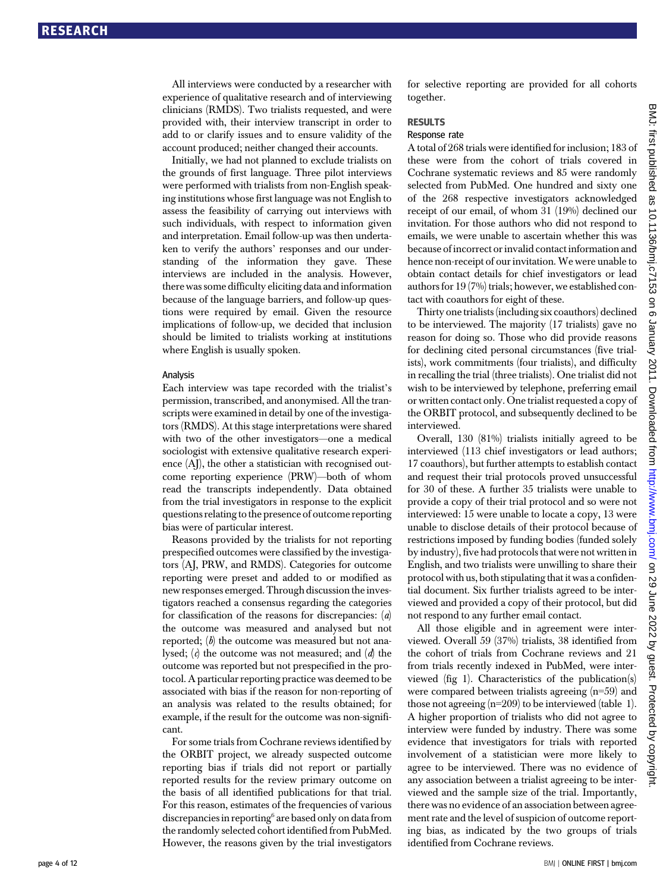All interviews were conducted by a researcher with experience of qualitative research and of interviewing clinicians (RMDS). Two trialists requested, and were provided with, their interview transcript in order to add to or clarify issues and to ensure validity of the account produced; neither changed their accounts.

Initially, we had not planned to exclude trialists on the grounds of first language. Three pilot interviews were performed with trialists from non-English speaking institutions whose first language was not English to assess the feasibility of carrying out interviews with such individuals, with respect to information given and interpretation. Email follow-up was then undertaken to verify the authors' responses and our understanding of the information they gave. These interviews are included in the analysis. However, there was some difficulty eliciting data and information because of the language barriers, and follow-up questions were required by email. Given the resource implications of follow-up, we decided that inclusion should be limited to trialists working at institutions where English is usually spoken.

### Analysis

Each interview was tape recorded with the trialist's permission, transcribed, and anonymised. All the transcripts were examined in detail by one of the investigators (RMDS). At this stage interpretations were shared with two of the other investigators—one a medical sociologist with extensive qualitative research experience (AJ), the other a statistician with recognised outcome reporting experience (PRW)—both of whom read the transcripts independently. Data obtained from the trial investigators in response to the explicit questions relating to the presence of outcome reporting bias were of particular interest.

Reasons provided by the trialists for not reporting prespecified outcomes were classified by the investigators (AJ, PRW, and RMDS). Categories for outcome reporting were preset and added to or modified as new responses emerged. Through discussion the investigators reached a consensus regarding the categories for classification of the reasons for discrepancies: (*a*) the outcome was measured and analysed but not reported; (*b*) the outcome was measured but not analysed; (*c*) the outcome was not measured; and (*d*) the outcome was reported but not prespecified in the protocol. A particular reporting practice was deemed to be associated with bias if the reason for non-reporting of an analysis was related to the results obtained; for example, if the result for the outcome was non-significant.

For some trials from Cochrane reviews identified by the ORBIT project, we already suspected outcome reporting bias if trials did not report or partially reported results for the review primary outcome on the basis of all identified publications for that trial. For this reason, estimates of the frequencies of various discrepancies in reporting[6] are based only on data from the randomly selected cohort identified from PubMed. However, the reasons given by the trial investigators for selective reporting are provided for all cohorts together.

## RESULTS

### Response rate

A total of 268 trials were identified for inclusion; 183 of these were from the cohort of trials covered in Cochrane systematic reviews and 85 were randomly selected from PubMed. One hundred and sixty one of the 268 respective investigators acknowledged receipt of our email, of whom 31 (19%) declined our invitation. For those authors who did not respond to emails, we were unable to ascertain whether this was because of incorrect or invalid contact information and hence non-receipt of our invitation. We were unable to obtain contact details for chief investigators or lead authors for 19 (7%) trials; however, we established contact with coauthors for eight of these.

Thirty one trialists (including six coauthors) declined to be interviewed. The majority (17 trialists) gave no reason for doing so. Those who did provide reasons for declining cited personal circumstances (five trialists), work commitments (four trialists), and difficulty in recalling the trial (three trialists). One trialist did not wish to be interviewed by telephone, preferring email or written contact only. One trialist requested a copy of the ORBIT protocol, and subsequently declined to be interviewed.

Overall, 130 (81%) trialists initially agreed to be interviewed (113 chief investigators or lead authors; 17 coauthors), but further attempts to establish contact and request their trial protocols proved unsuccessful for 30 of these. A further 35 trialists were unable to provide a copy of their trial protocol and so were not interviewed: 15 were unable to locate a copy, 13 were unable to disclose details of their protocol because of restrictions imposed by funding bodies (funded solely by industry), five had protocols that were not written in English, and two trialists were unwilling to share their protocol with us, both stipulating that it was a confidential document. Six further trialists agreed to be interviewed and provided a copy of their protocol, but did not respond to any further email contact.

All those eligible and in agreement were interviewed. Overall 59 (37%) trialists, 38 identified from the cohort of trials from Cochrane reviews and 21 from trials recently indexed in PubMed, were interviewed (fig 1). Characteristics of the publication(s) were compared between trialists agreeing (n=59) and those not agreeing (n=209) to be interviewed (table 1). A higher proportion of trialists who did not agree to interview were funded by industry. There was some evidence that investigators for trials with reported involvement of a statistician were more likely to agree to be interviewed. There was no evidence of any association between a trialist agreeing to be interviewed and the sample size of the trial. Importantly, there was no evidence of an association between agreement rate and the level of suspicion of outcome reporting bias, as indicated by the two groups of trials identified from Cochrane reviews.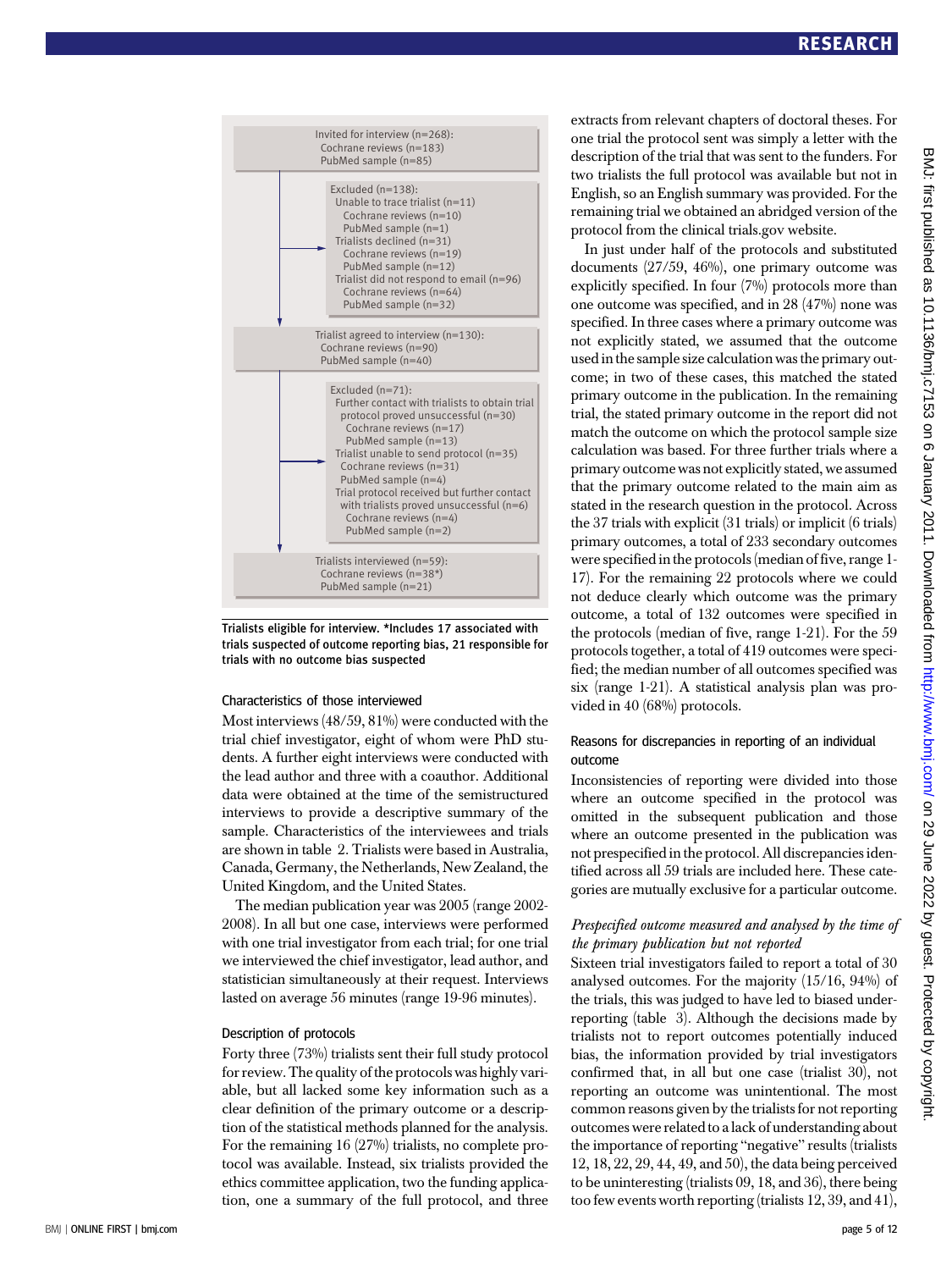Invited for interview (n=268):
Cochrane reviews (n=183)
PubMed sample (n=85)

Excluded (n=138):
Unable to trace trialist (n=11)
Cochrane reviews (n=10)
PubMed sample (n=1)
Trialists declined (n=31)
Cochrane reviews (n=19)
PubMed sample (n=12)
Trialist did not respond to email (n=96)
Cochrane reviews (n=64)
PubMed sample (n=32)

Trialist agreed to interview (n=130):
Cochrane reviews (n=90)
PubMed sample (n=40)

Excluded (n=71):
Further contact with trialists to obtain trial protocol proved unsuccessful (n=30)
Cochrane reviews (n=17)
PubMed sample (n=13)
Trialist unable to send protocol (n=35)
Cochrane reviews (n=31)
PubMed sample (n=4)
Trial protocol received but further contact with trialists proved unsuccessful (n=6)
Cochrane reviews (n=4)
PubMed sample (n=2)

Trialists interviewed (n=59):
Cochrane reviews (n=38*)
PubMed sample (n=21)

Trialists eligible for interview. *Includes 17 associated with trials suspected of outcome reporting bias, 21 responsible for trials with no outcome bias suspected

### Characteristics of those interviewed

Most interviews (48/59, 81%) were conducted with the trial chief investigator, eight of whom were PhD students. A further eight interviews were conducted with the lead author and three with a coauthor. Additional data were obtained at the time of the semistructured interviews to provide a descriptive summary of the sample. Characteristics of the interviewees and trials are shown in table 2. Trialists were based in Australia, Canada, Germany, the Netherlands, New Zealand, the United Kingdom, and the United States.

The median publication year was 2005 (range 2002-2008). In all but one case, interviews were performed with one trial investigator from each trial; for one trial we interviewed the chief investigator, lead author, and statistician simultaneously at their request. Interviews lasted on average 56 minutes (range 19-96 minutes).

### Description of protocols

Forty three (73%) trialists sent their full study protocol for review. The quality of the protocols was highly variable, but all lacked some key information such as a clear definition of the primary outcome or a description of the statistical methods planned for the analysis. For the remaining 16 (27%) trialists, no complete protocol was available. Instead, six trialists provided the ethics committee application, two the funding application, one a summary of the full protocol, and three extracts from relevant chapters of doctoral theses. For one trial the protocol sent was simply a letter with the description of the trial that was sent to the funders. For two trialists the full protocol was available but not in English, so an English summary was provided. For the remaining trial we obtained an abridged version of the protocol from the clinical trials.gov website.

In just under half of the protocols and substituted documents (27/59, 46%), one primary outcome was explicitly specified. In four (7%) protocols more than one outcome was specified, and in 28 (47%) none was specified. In three cases where a primary outcome was not explicitly stated, we assumed that the outcome used in the sample size calculation was the primary outcome; in two of these cases, this matched the stated primary outcome in the publication. In the remaining trial, the stated primary outcome in the report did not match the outcome on which the protocol sample size calculation was based. For three further trials where a primary outcome was not explicitly stated, we assumed that the primary outcome related to the main aim as stated in the research question in the protocol. Across the 37 trials with explicit (31 trials) or implicit (6 trials) primary outcomes, a total of 233 secondary outcomes were specified in the protocols (median of five, range 1-17). For the remaining 22 protocols where we could not deduce clearly which outcome was the primary outcome, a total of 132 outcomes were specified in the protocols (median of five, range 1-21). For the 59 protocols together, a total of 419 outcomes were specified; the median number of all outcomes specified was six (range 1-21). A statistical analysis plan was provided in 40 (68%) protocols.

### Reasons for discrepancies in reporting of an individual outcome

Inconsistencies of reporting were divided into those where an outcome specified in the protocol was omitted in the subsequent publication and those where an outcome presented in the publication was not prespecified in the protocol. All discrepancies identified across all 59 trials are included here. These categories are mutually exclusive for a particular outcome.

#### *Prespecified outcome measured and analysed by the time of the primary publication but not reported*

Sixteen trial investigators failed to report a total of 30 analysed outcomes. For the majority (15/16, 94%) of the trials, this was judged to have led to biased underreporting (table 3). Although the decisions made by trialists not to report outcomes potentially induced bias, the information provided by trial investigators confirmed that, in all but one case (trialist 30), not reporting an outcome was unintentional. The most common reasons given by the trialists for not reporting outcomes were related to a lack of understanding about the importance of reporting "negative" results (trialists 12, 18, 22, 29, 44, 49, and 50), the data being perceived to be uninteresting (trialists 09, 18, and 36), there being too few events worth reporting (trialists 12, 39, and 41),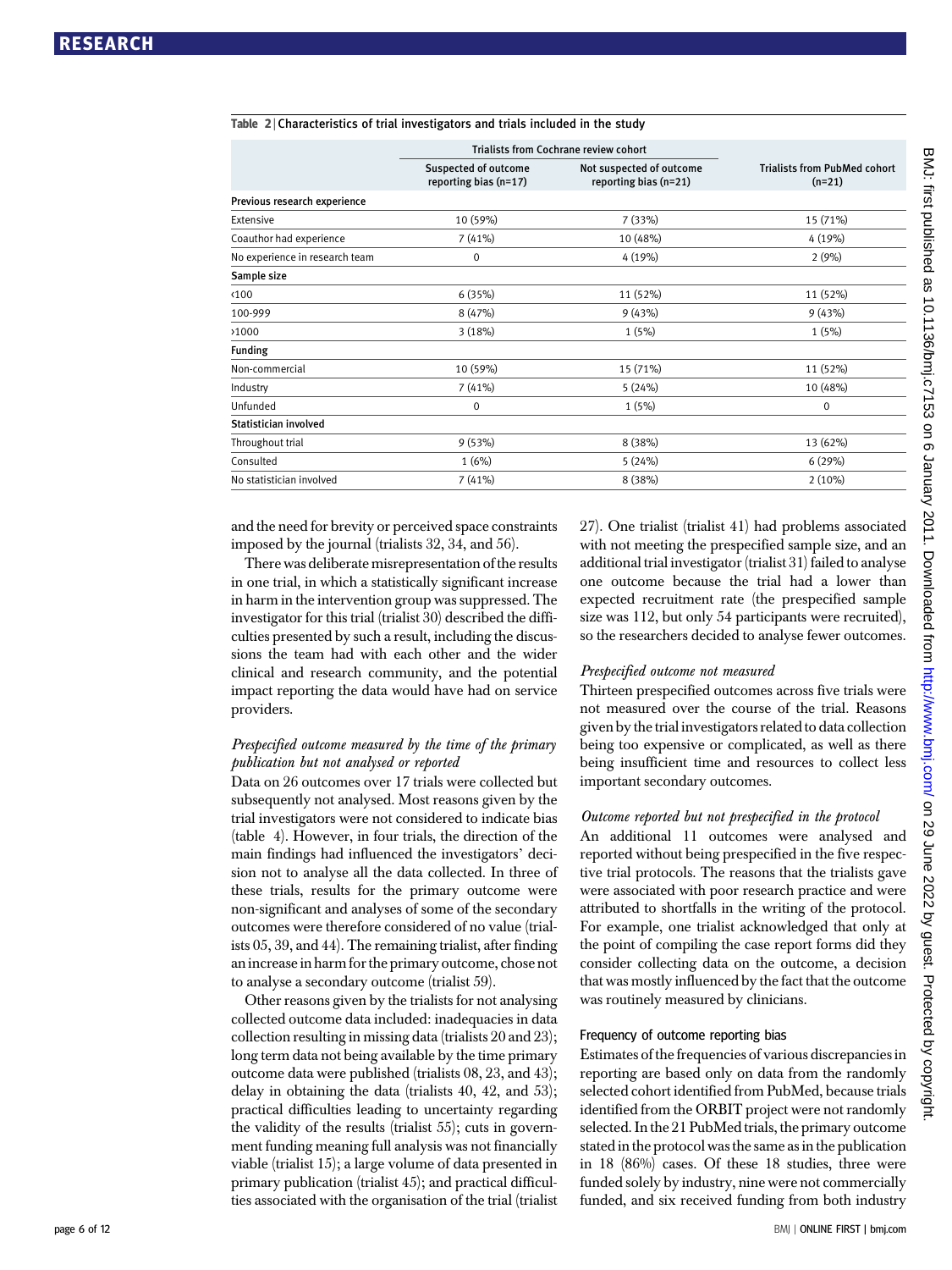Table 2 | Characteristics of trial investigators and trials included in the study

| | Trialists from Cochrane review cohort | | Trialists from PubMed cohort (n=21) |
|---|---|---|---|
| | Suspected of outcome reporting bias (n=17) | Not suspected of outcome reporting bias (n=21) | |
| **Previous research experience** | | | |
| Extensive | 10 (59%) | 7 (33%) | 15 (71%) |
| Coauthor had experience | 7 (41%) | 10 (48%) | 4 (19%) |
| No experience in research team | 0 | 4 (19%) | 2 (9%) |
| **Sample size** | | | |
| <100 | 6 (35%) | 11 (52%) | 11 (52%) |
| 100-999 | 8 (47%) | 9 (43%) | 9 (43%) |
| >1000 | 3 (18%) | 1 (5%) | 1 (5%) |
| **Funding** | | | |
| Non-commercial | 10 (59%) | 15 (71%) | 11 (52%) |
| Industry | 7 (41%) | 5 (24%) | 10 (48%) |
| Unfunded | 0 | 1 (5%) | 0 |
| **Statistician involved** | | | |
| Throughout trial | 9 (53%) | 8 (38%) | 13 (62%) |
| Consulted | 1 (6%) | 5 (24%) | 6 (29%) |
| No statistician involved | 7 (41%) | 8 (38%) | 2 (10%) |

and the need for brevity or perceived space constraints imposed by the journal (trialists 32, 34, and 56).

There was deliberate misrepresentation of the results in one trial, in which a statistically significant increase in harm in the intervention group was suppressed. The investigator for this trial (trialist 30) described the difficulties presented by such a result, including the discussions the team had with each other and the wider clinical and research community, and the potential impact reporting the data would have had on service providers.

### *Prespecified outcome measured by the time of the primary publication but not analysed or reported*

Data on 26 outcomes over 17 trials were collected but subsequently not analysed. Most reasons given by the trial investigators were not considered to indicate bias (table 4). However, in four trials, the direction of the main findings had influenced the investigators' decision not to analyse all the data collected. In three of these trials, results for the primary outcome were non-significant and analyses of some of the secondary outcomes were therefore considered of no value (trialists 05, 39, and 44). The remaining trialist, after finding an increase in harm for the primary outcome, chose not to analyse a secondary outcome (trialist 59).

Other reasons given by the trialists for not analysing collected outcome data included: inadequacies in data collection resulting in missing data (trialists 20 and 23); long term data not being available by the time primary outcome data were published (trialists 08, 23, and 43); delay in obtaining the data (trialists 40, 42, and 53); practical difficulties leading to uncertainty regarding the validity of the results (trialist 55); cuts in government funding meaning full analysis was not financially viable (trialist 15); a large volume of data presented in primary publication (trialist 45); and practical difficulties associated with the organisation of the trial (trialist 27). One trialist (trialist 41) had problems associated with not meeting the prespecified sample size, and an additional trial investigator (trialist 31) failed to analyse one outcome because the trial had a lower than expected recruitment rate (the prespecified sample size was 112, but only 54 participants were recruited), so the researchers decided to analyse fewer outcomes.

### *Prespecified outcome not measured*

Thirteen prespecified outcomes across five trials were not measured over the course of the trial. Reasons given by the trial investigators related to data collection being too expensive or complicated, as well as there being insufficient time and resources to collect less important secondary outcomes.

### *Outcome reported but not prespecified in the protocol*

An additional 11 outcomes were analysed and reported without being prespecified in the five respective trial protocols. The reasons that the trialists gave were associated with poor research practice and were attributed to shortfalls in the writing of the protocol. For example, one trialist acknowledged that only at the point of compiling the case report forms did they consider collecting data on the outcome, a decision that was mostly influenced by the fact that the outcome was routinely measured by clinicians.

## Frequency of outcome reporting bias

Estimates of the frequencies of various discrepancies in reporting are based only on data from the randomly selected cohort identified from PubMed, because trials identified from the ORBIT project were not randomly selected. In the 21 PubMed trials, the primary outcome stated in the protocol was the same as in the publication in 18 (86%) cases. Of these 18 studies, three were funded solely by industry, nine were not commercially funded, and six received funding from both industry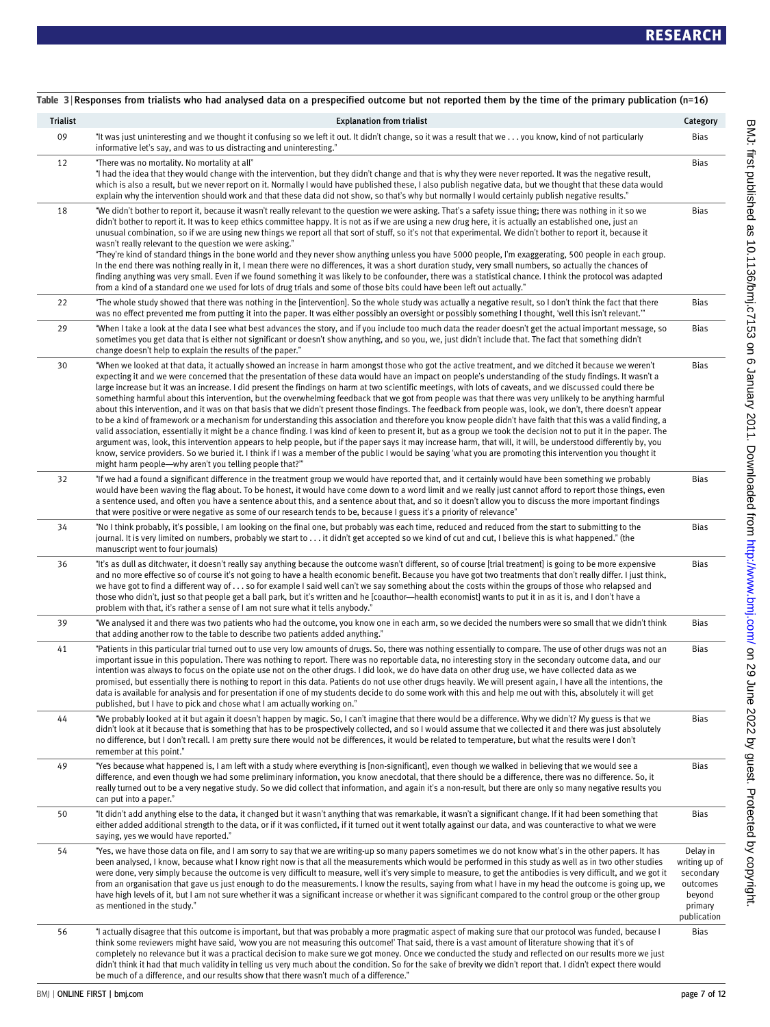**Table 3** | Responses from trialists who had analysed data on a prespecified outcome but not reported them by the time of the primary publication (n=16)

| Trialist | Explanation from trialist | Category |
|---|---|---|
| 09 | "It was just uninteresting and we thought it confusing so we left it out. It didn't change, so it was a result that we . . . you know, kind of not particularly informative let's say, and was to us distracting and uninteresting." | Bias |
| 12 | "There was no mortality. No mortality at all" "I had the idea that they would change with the intervention, but they didn't change and that is why they were never reported. It was the negative result, which is also a result, but we never report on it. Normally I would have published these, I also publish negative data, but we thought that these data would explain why the intervention should work and that these data did not show, so that's why but normally I would certainly publish negative results." | Bias |
| 18 | "We didn't bother to report it, because it wasn't really relevant to the question we were asking. That's a safety issue thing; there was nothing in it so we didn't bother to report it. It was to keep ethics committee happy. It is not as if we are using a new drug here, it is actually an established one, just an unusual combination, so if we are using new things we report all that sort of stuff, so it's not that experimental. We didn't bother to report it, because it wasn't really relevant to the question we were asking." "They're kind of standard things in the bone world and they never show anything unless you have 5000 people, I'm exaggerating, 500 people in each group. In the end there was nothing really in it, I mean there were no differences, it was a short duration study, very small numbers, so actually the chances of finding anything was very small. Even if we found something it was likely to be confounder, there was a statistical chance. I think the protocol was adapted from a kind of a standard one we used for lots of drug trials and some of those bits could have been left out actually." | Bias |
| 22 | "The whole study showed that there was nothing in the [intervention]. So the whole study was actually a negative result, so I don't think the fact that there was no effect prevented me from putting it into the paper. It was either possibly an oversight or possibly something I thought, 'well this isn't relevant.'" | Bias |
| 29 | "When I take a look at the data I see what best advances the story, and if you include too much data the reader doesn't get the actual important message, so sometimes you get data that is either not significant or doesn't show anything, and so you, we, just didn't include that. The fact that something didn't change doesn't help to explain the results of the paper." | Bias |
| 30 | "When we looked at that data, it actually showed an increase in harm amongst those who got the active treatment, and we ditched it because we weren't expecting it and we were concerned that the presentation of these data would have an impact on people's understanding of the study findings. It wasn't a large increase but it was an increase. I did present the findings on harm at two scientific meetings, with lots of caveats, and we discussed could there be something harmful about this intervention, but the overwhelming feedback that we got from people was that there was very unlikely to be anything harmful about this intervention, and it was on that basis that we didn't present those findings. The feedback from people was, look, we don't, there doesn't appear to be a kind of framework or a mechanism for understanding this association and therefore you know people didn't have faith that this was a valid finding, a valid association, essentially it might be a chance finding. I was kind of keen to present it, but as a group we took the decision not to put it in the paper. The argument was, look, this intervention appears to help people, but if the paper says it may increase harm, that will, it will, be understood differently by, you know, service providers. So we buried it. I think if I was a member of the public I would be saying 'what you are promoting this intervention you thought it might harm people—why aren't you telling people that?'" | Bias |
| 32 | "If we had a found a significant difference in the treatment group we would have reported that, and it certainly would have been something we probably would have been waving the flag about. To be honest, it would have come down to a word limit and we really just cannot afford to report those things, even a sentence used, and often you have a sentence about this, and a sentence about that, and so it doesn't allow you to discuss the more important findings that were positive or were negative as some of our research tends to be, because I guess it's a priority of relevance" | Bias |
| 34 | "No I think probably, it's possible, I am looking on the final one, but probably was each time, reduced and reduced from the start to submitting to the journal. It is very limited on numbers, probably we start to . . . it didn't get accepted so we kind of cut and cut, I believe this is what happened." (the manuscript went to four journals) | Bias |
| 36 | "It's as dull as ditchwater, it doesn't really say anything because the outcome wasn't different, so of course [trial treatment] is going to be more expensive and no more effective so of course it's not going to have a health economic benefit. Because you have got two treatments that don't really differ. I just think, we have got to find a different way of . . . so for example I said well can't we say something about the costs within the groups of those who relapsed and those who didn't, just so that people get a ball park, but it's written and he [coauthor—health economist] wants to put it in as it is, and I don't have a problem with that, it's rather a sense of I am not sure what it tells anybody." | Bias |
| 39 | "We analysed it and there was two patients who had the outcome, you know one in each arm, so we decided the numbers were so small that we didn't think that adding another row to the table to describe two patients added anything." | Bias |
| 41 | "Patients in this particular trial turned out to use very low amounts of drugs. So, there was nothing essentially to compare. The use of other drugs was not an important issue in this population. There was nothing to report. There was no reportable data, no interesting story in the secondary outcome data, and our intention was always to focus on the opiate use not on the other drugs. I did look, we do have data on other drug use, we have collected data as we promised, but essentially there is nothing to report in this data. Patients do not use other drugs heavily. We will present again, I have all the intentions, the data is available for analysis and for presentation if one of my students decide to do some work with this and help me out with this, absolutely it will get published, but I have to pick and chose what I am actually working on." | Bias |
| 44 | "We probably looked at it but again it doesn't happen by magic. So, I can't imagine that there would be a difference. Why we didn't? My guess is that we didn't look at it because that is something that has to be prospectively collected, and so I would assume that we collected it and there was just absolutely no difference, but I don't recall. I am pretty sure there would not be differences, it would be related to temperature, but what the results were I don't remember at this point." | Bias |
| 49 | "Yes because what happened is, I am left with a study where everything is [non-significant], even though we walked in believing that we would see a difference, and even though we had some preliminary information, you know anecdotal, that there should be a difference, there was no difference. So, it really turned out to be a very negative study. So we did collect that information, and again it's a non-result, but there are only so many negative results you can put into a paper." | Bias |
| 50 | "It didn't add anything else to the data, it changed but it wasn't anything that was remarkable, it wasn't a significant change. If it had been something that either added additional strength to the data, or if it was conflicted, if it turned out it went totally against our data, and was counteractive to what we were saying, yes we would have reported." | Bias |
| 54 | "Yes, we have those data on file, and I am sorry to say that we are writing-up so many papers sometimes we do not know what's in the other papers. It has been analysed, I know, because what I know right now is that all the measurements which would be performed in this study as well as in two other studies were done, very simply because the outcome is very difficult to measure, well it's very simple to measure, to get the antibodies is very difficult, and we got it from an organisation that gave us just enough to do the measurements. I know the results, saying from what I have in my head the outcome is going up, we have high levels of it, but I am not sure whether it was a significant increase or whether it was significant compared to the control group or the other group as mentioned in the study." | Delay in writing up of secondary outcomes beyond primary publication |
| 56 | "I actually disagree that this outcome is important, but that was probably a more pragmatic aspect of making sure that our protocol was funded, because I think some reviewers might have said, 'wow you are not measuring this outcome!' That said, there is a vast amount of literature showing that it's of completely no relevance but it was a practical decision to make sure we got money. Once we conducted the study and reflected on our results more we just didn't think it had that much validity in telling us very much about the condition. So for the sake of brevity we didn't report that. I didn't expect there would be much of a difference, and our results show that there wasn't much of a difference." | Bias |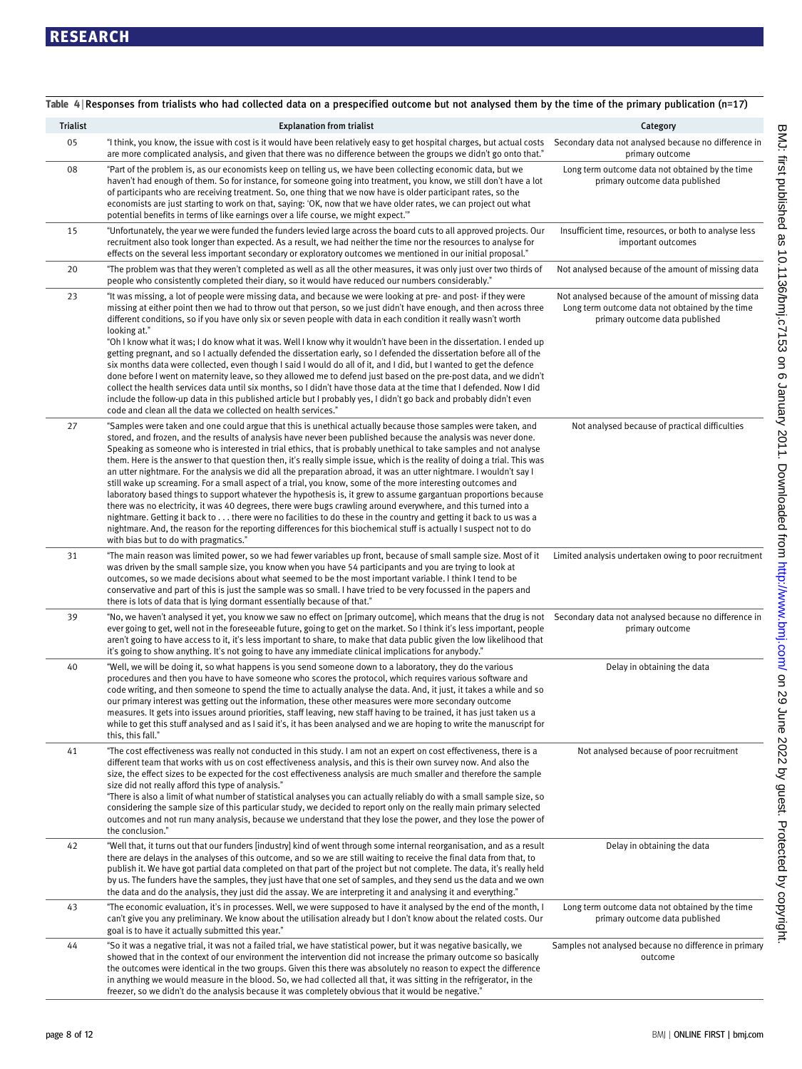Table 4 | Responses from trialists who had collected data on a prespecified outcome but not analysed them by the time of the primary publication (n=17)

| Trialist | Explanation from trialist | Category |
|---|---|---|
| 05 | "I think, you know, the issue with cost is it would have been relatively easy to get hospital charges, but actual costs are more complicated analysis, and given that there was no difference between the groups we didn't go onto that." | Secondary data not analysed because no difference in primary outcome |
| 08 | "Part of the problem is, as our economists keep on telling us, we have been collecting economic data, but we haven't had enough of them. So for instance, for someone going into treatment, you know, we still don't have a lot of participants who are receiving treatment. So, one thing that we now have is older participant rates, so the economists are just starting to work on that, saying: 'OK, now that we have older rates, we can project out what potential benefits in terms of like earnings over a life course, we might expect.'" | Long term outcome data not obtained by the time primary outcome data published |
| 15 | "Unfortunately, the year we were funded the funders levied large across the board cuts to all approved projects. Our recruitment also took longer than expected. As a result, we had neither the time nor the resources to analyse for effects on the several less important secondary or exploratory outcomes we mentioned in our initial proposal." | Insufficient time, resources, or both to analyse less important outcomes |
| 20 | "The problem was that they weren't completed as well as all the other measures, it was only just over two thirds of people who consistently completed their diary, so it would have reduced our numbers considerably." | Not analysed because of the amount of missing data |
| 23 | "It was missing, a lot of people were missing data, and because we were looking at pre- and post- if they were missing at either point then we had to throw out that person, so we just didn't have enough, and then across three different conditions, so if you have only six or seven people with data in each condition it really wasn't worth looking at." "Oh I know what it was; I do know what it was. Well I know why it wouldn't have been in the dissertation. I ended up getting pregnant, and so I actually defended the dissertation early, so I defended the dissertation before all of the six months data were collected, even though I said I would do all of it, and I did, but I wanted to get the defence done before I went on maternity leave, so they allowed me to defend just based on the pre-post data, and we didn't collect the health services data until six months, so I didn't have those data at the time that I defended. Now I did include the follow-up data in this published article but I probably yes, I didn't go back and probably didn't even code and clean all the data we collected on health services." | Not analysed because of the amount of missing data Long term outcome data not obtained by the time primary outcome data published |
| 27 | "Samples were taken and one could argue that this is unethical actually because those samples were taken, and stored, and frozen, and the results of analysis have never been published because the analysis was never done. Speaking as someone who is interested in trial ethics, that is probably unethical to take samples and not analyse them. Here is the answer to that question then, it's really simple issue, which is the reality of doing a trial. This was an utter nightmare. For the analysis we did all the preparation abroad, it was an utter nightmare. I wouldn't say I still wake up screaming. For a small aspect of a trial, you know, some of the more interesting outcomes and laboratory based things to support whatever the hypothesis is, it grew to assume gargantuan proportions because there was no electricity, it was 40 degrees, there were bugs crawling around everywhere, and this turned into a nightmare. Getting it back to . . . there were no facilities to do these in the country and getting it back to us was a nightmare. And, the reason for the reporting differences for this biochemical stuff is actually I suspect not to do with bias but to do with pragmatics." | Not analysed because of practical difficulties |
| 31 | "The main reason was limited power, so we had fewer variables up front, because of small sample size. Most of it was driven by the small sample size, you know when you have 54 participants and you are trying to look at outcomes, so we made decisions about what seemed to be the most important variable. I think I tend to be conservative and part of this is just the sample was so small. I have tried to be very focussed in the papers and there is lots of data that is lying dormant essentially because of that." | Limited analysis undertaken owing to poor recruitment |
| 39 | "No, we haven't analysed it yet, you know we saw no effect on [primary outcome], which means that the drug is not ever going to get, well not in the foreseeable future, going to get on the market. So I think it's less important, people aren't going to have access to it, it's less important to share, to make that data public given the low likelihood that it's going to show anything. It's not going to have any immediate clinical implications for anybody." | Secondary data not analysed because no difference in primary outcome |
| 40 | "Well, we will be doing it, so what happens is you send someone down to a laboratory, they do the various procedures and then you have to have someone who scores the protocol, which requires various software and code writing, and then someone to spend the time to actually analyse the data. And, it just, it takes a while and so our primary interest was getting out the information, these other measures were more secondary outcome measures. It gets into issues around priorities, staff leaving, new staff having to be trained, it has just taken us a while to get this stuff analysed and as I said it's, it has been analysed and we are hoping to write the manuscript for this, this fall." | Delay in obtaining the data |
| 41 | "The cost effectiveness was really not conducted in this study. I am not an expert on cost effectiveness, there is a different team that works with us on cost effectiveness analysis, and this is their own survey now. And also the size, the effect sizes to be expected for the cost effectiveness analysis are much smaller and therefore the sample size did not really afford this type of analysis." "There is also a limit of what number of statistical analyses you can actually reliably do with a small sample size, so considering the sample size of this particular study, we decided to report only on the really main primary selected outcomes and not run many analysis, because we understand that they lose the power, and they lose the power of the conclusion." | Not analysed because of poor recruitment |
| 42 | "Well that, it turns out that our funders [industry] kind of went through some internal reorganisation, and as a result there are delays in the analyses of this outcome, and so we are still waiting to receive the final data from that, to publish it. We have got partial data completed on that part of the project but not complete. The data, it's really held by us. The funders have the samples, they just have that one set of samples, and they send us the data and we own the data and do the analysis, they just did the assay. We are interpreting it and analysing it and everything." | Delay in obtaining the data |
| 43 | "The economic evaluation, it's in processes. Well, we were supposed to have it analysed by the end of the month, I can't give you any preliminary. We know about the utilisation already but I don't know about the related costs. Our goal is to have it actually submitted this year." | Long term outcome data not obtained by the time primary outcome data published |
| 44 | "So it was a negative trial, it was not a failed trial, we have statistical power, but it was negative basically, we showed that in the context of our environment the intervention did not increase the primary outcome so basically the outcomes were identical in the two groups. Given this there was absolutely no reason to expect the difference in anything we would measure in the blood. So, we had collected all that, it was sitting in the refrigerator, in the freezer, so we didn't do the analysis because it was completely obvious that it would be negative." | Samples not analysed because no difference in primary outcome |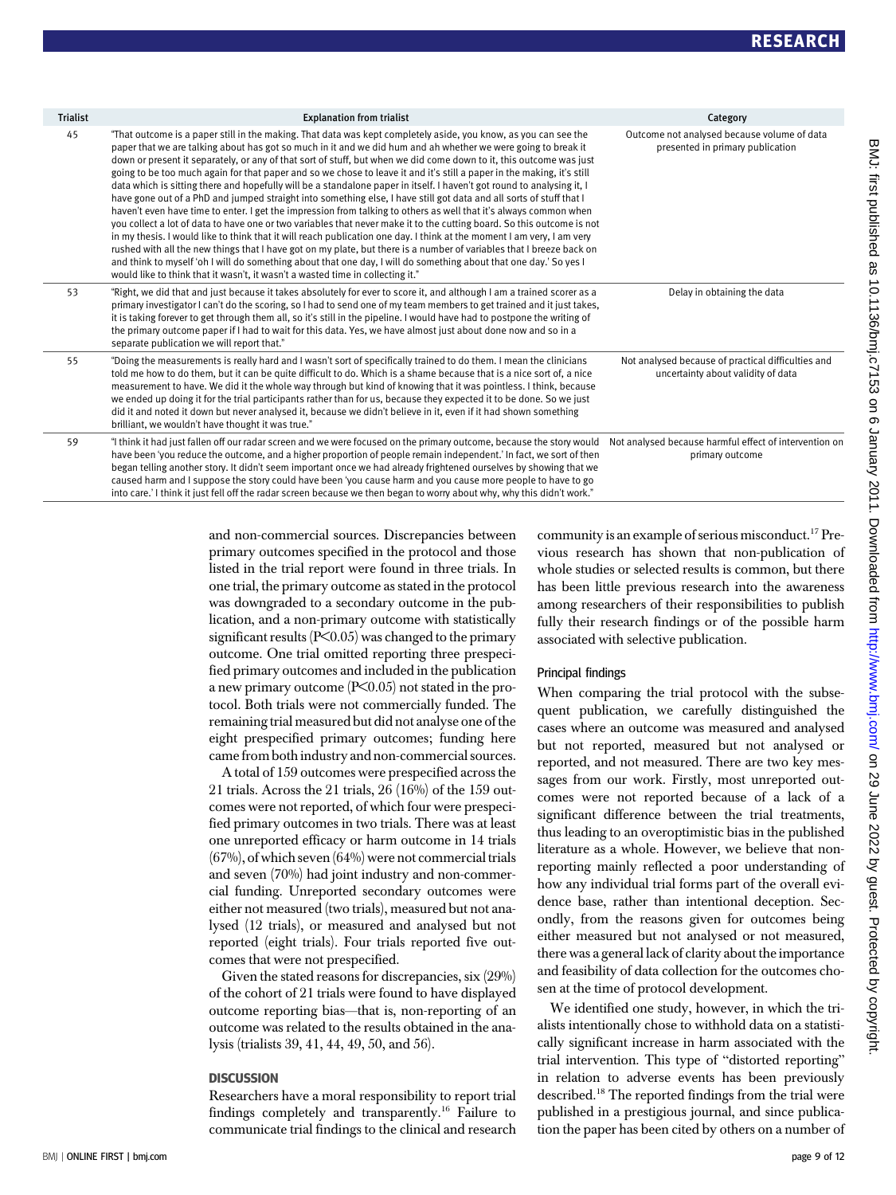| Trialist | Explanation from trialist | Category |
|---|---|---|
| 45 | "That outcome is a paper still in the making. That data was kept completely aside, you know, as you can see the paper that we are talking about has got so much in it and we did hum and ah whether we were going to break it down or present it separately, or any of that sort of stuff, but when we did come down to it, this outcome was just going to be too much again for that paper and so we chose to leave it and it's still a paper in the making, it's still data which is sitting there and hopefully will be a standalone paper in itself. I haven't got round to analysing it, I have gone out of a PhD and jumped straight into something else, I have still got data and all sorts of stuff that I haven't even have time to enter. I get the impression from talking to others as well that it's always common when you collect a lot of data to have one or two variables that never make it to the cutting board. So this outcome is not in my thesis. I would like to think that it will reach publication one day. I think at the moment I am very, I am very rushed with all the new things that I have got on my plate, but there is a number of variables that I breeze back on and think to myself 'oh I will do something about that one day, I will do something about that one day.' So yes I would like to think that it wasn't, it wasn't a wasted time in collecting it." | Outcome not analysed because volume of data presented in primary publication |
| 53 | "Right, we did that and just because it takes absolutely for ever to score it, and although I am a trained scorer as a primary investigator I can't do the scoring, so I had to send one of my team members to get trained and it just takes, it is taking forever to get through them all, so it's still in the pipeline. I would have had to postpone the writing of the primary outcome paper if I had to wait for this data. Yes, we have almost just about done now and so in a separate publication we will report that." | Delay in obtaining the data |
| 55 | "Doing the measurements is really hard and I wasn't sort of specifically trained to do them. I mean the clinicians told me how to do them, but it can be quite difficult to do. Which is a shame because that is a nice sort of, a nice measurement to have. We did it the whole way through but kind of knowing that it was pointless. I think, because we ended up doing it for the trial participants rather than for us, because they expected it to be done. So we just did it and noted it down but never analysed it, because we didn't believe in it, even if it had shown something brilliant, we wouldn't have thought it was true." | Not analysed because of practical difficulties and uncertainty about validity of data |
| 59 | "I think it had just fallen off our radar screen and we were focused on the primary outcome, because the story would have been 'you reduce the outcome, and a higher proportion of people remain independent.' In fact, we sort of then began telling another story. It didn't seem important once we had already frightened ourselves by showing that we caused harm and I suppose the story could have been 'you cause harm and you cause more people to have to go into care.' I think it just fell off the radar screen because we then began to worry about why, why this didn't work." | Not analysed because harmful effect of intervention on primary outcome |

and non-commercial sources. Discrepancies between primary outcomes specified in the protocol and those listed in the trial report were found in three trials. In one trial, the primary outcome as stated in the protocol was downgraded to a secondary outcome in the publication, and a non-primary outcome with statistically significant results ($P<0.05$) was changed to the primary outcome. One trial omitted reporting three prespecified primary outcomes and included in the publication a new primary outcome ($P<0.05$) not stated in the protocol. Both trials were not commercially funded. The remaining trial measured but did not analyse one of the eight prespecified primary outcomes; funding here came from both industry and non-commercial sources.

A total of 159 outcomes were prespecified across the 21 trials. Across the 21 trials, 26 (16%) of the 159 outcomes were not reported, of which four were prespecified primary outcomes in two trials. There was at least one unreported efficacy or harm outcome in 14 trials (67%), of which seven (64%) were not commercial trials and seven (70%) had joint industry and non-commercial funding. Unreported secondary outcomes were either not measured (two trials), measured but not analysed (12 trials), or measured and analysed but not reported (eight trials). Four trials reported five outcomes that were not prespecified.

Given the stated reasons for discrepancies, six (29%) of the cohort of 21 trials were found to have displayed outcome reporting bias—that is, non-reporting of an outcome was related to the results obtained in the analysis (trialists 39, 41, 44, 49, 50, and 56).

## DISCUSSION

Researchers have a moral responsibility to report trial findings completely and transparently.[16] Failure to communicate trial findings to the clinical and research community is an example of serious misconduct.[17] Previous research has shown that non-publication of whole studies or selected results is common, but there has been little previous research into the awareness among researchers of their responsibilities to publish fully their research findings or of the possible harm associated with selective publication.

### Principal findings

When comparing the trial protocol with the subsequent publication, we carefully distinguished the cases where an outcome was measured and analysed but not reported, measured but not analysed or reported, and not measured. There are two key messages from our work. Firstly, most unreported outcomes were not reported because of a lack of a significant difference between the trial treatments, thus leading to an overoptimistic bias in the published literature as a whole. However, we believe that non-reporting mainly reflected a poor understanding of how any individual trial forms part of the overall evidence base, rather than intentional deception. Secondly, from the reasons given for outcomes being either measured but not analysed or not measured, there was a general lack of clarity about the importance and feasibility of data collection for the outcomes chosen at the time of protocol development.

We identified one study, however, in which the trialists intentionally chose to withhold data on a statistically significant increase in harm associated with the trial intervention. This type of "distorted reporting" in relation to adverse events has been previously described.[18] The reported findings from the trial were published in a prestigious journal, and since publication the paper has been cited by others on a number of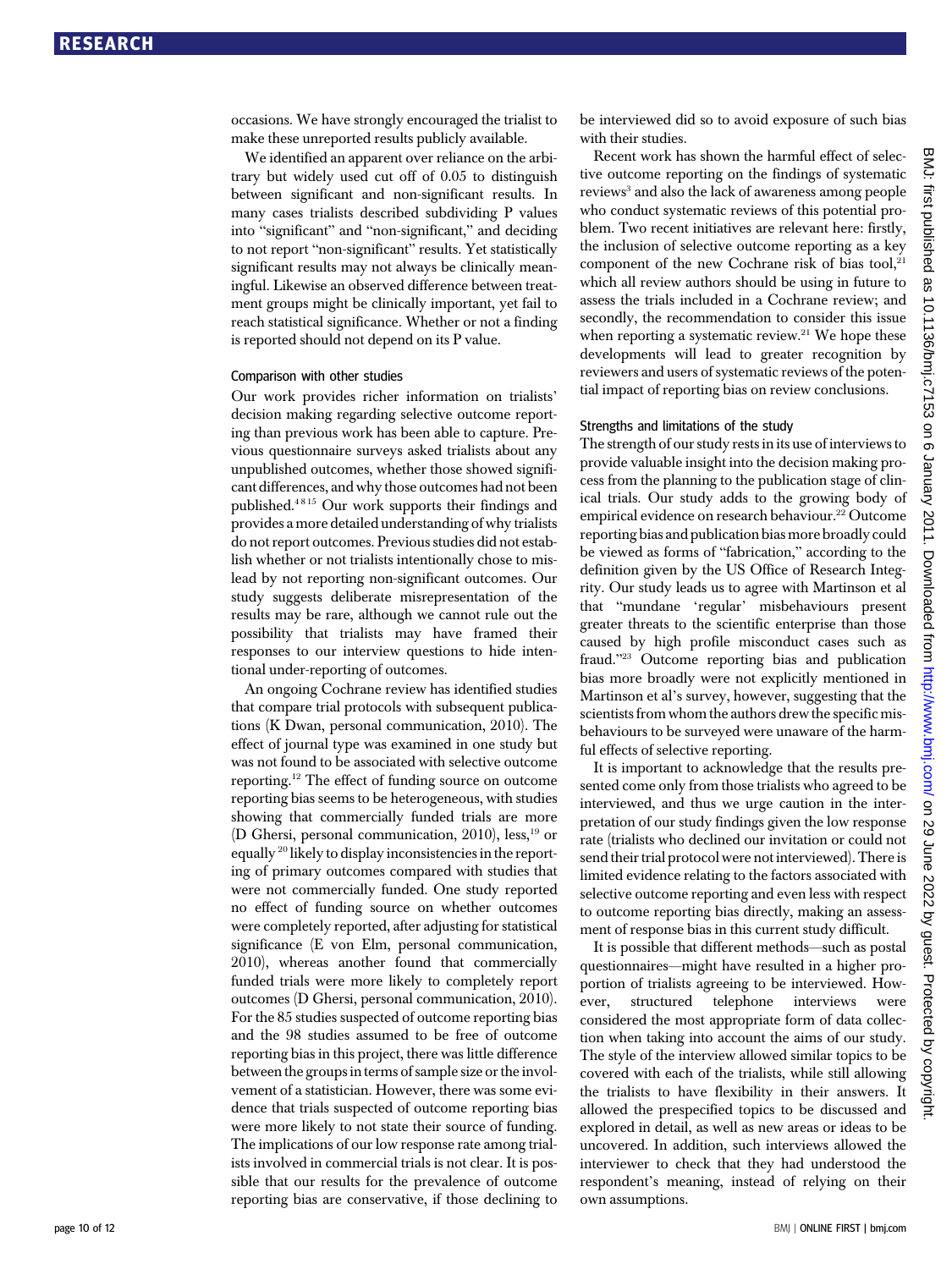occasions. We have strongly encouraged the trialist to make these unreported results publicly available.

We identified an apparent over reliance on the arbitrary but widely used cut off of 0.05 to distinguish between significant and non-significant results. In many cases trialists described subdividing P values into "significant" and "non-significant," and deciding to not report "non-significant" results. Yet statistically significant results may not always be clinically meaningful. Likewise an observed difference between treatment groups might be clinically important, yet fail to reach statistical significance. Whether or not a finding is reported should not depend on its P value.

### Comparison with other studies

Our work provides richer information on trialists' decision making regarding selective outcome reporting than previous work has been able to capture. Previous questionnaire surveys asked trialists about any unpublished outcomes, whether those showed significant differences, and why those outcomes had not been published.[4 8 15] Our work supports their findings and provides a more detailed understanding of why trialists do not report outcomes. Previous studies did not establish whether or not trialists intentionally chose to mislead by not reporting non-significant outcomes. Our study suggests deliberate misrepresentation of the results may be rare, although we cannot rule out the possibility that trialists may have framed their responses to our interview questions to hide intentional under-reporting of outcomes.

An ongoing Cochrane review has identified studies that compare trial protocols with subsequent publications (K Dwan, personal communication, 2010). The effect of journal type was examined in one study but was not found to be associated with selective outcome reporting.[12] The effect of funding source on outcome reporting bias seems to be heterogeneous, with studies showing that commercially funded trials are more (D Ghersi, personal communication, 2010), less,[19] or equally[20] likely to display inconsistencies in the reporting of primary outcomes compared with studies that were not commercially funded. One study reported no effect of funding source on whether outcomes were completely reported, after adjusting for statistical significance (E von Elm, personal communication, 2010), whereas another found that commercially funded trials were more likely to completely report outcomes (D Ghersi, personal communication, 2010). For the 85 studies suspected of outcome reporting bias and the 98 studies assumed to be free of outcome reporting bias in this project, there was little difference between the groups in terms of sample size or the involvement of a statistician. However, there was some evidence that trials suspected of outcome reporting bias were more likely to not state their source of funding. The implications of our low response rate among trialists involved in commercial trials is not clear. It is possible that our results for the prevalence of outcome reporting bias are conservative, if those declining to be interviewed did so to avoid exposure of such bias with their studies.

Recent work has shown the harmful effect of selective outcome reporting on the findings of systematic reviews[3] and also the lack of awareness among people who conduct systematic reviews of this potential problem. Two recent initiatives are relevant here: firstly, the inclusion of selective outcome reporting as a key component of the new Cochrane risk of bias tool,[21] which all review authors should be using in future to assess the trials included in a Cochrane review; and secondly, the recommendation to consider this issue when reporting a systematic review.[21] We hope these developments will lead to greater recognition by reviewers and users of systematic reviews of the potential impact of reporting bias on review conclusions.

### Strengths and limitations of the study

The strength of our study rests in its use of interviews to provide valuable insight into the decision making process from the planning to the publication stage of clinical trials. Our study adds to the growing body of empirical evidence on research behaviour.[22] Outcome reporting bias and publication bias more broadly could be viewed as forms of "fabrication," according to the definition given by the US Office of Research Integrity. Our study leads us to agree with Martinson et al that "mundane 'regular' misbehaviours present greater threats to the scientific enterprise than those caused by high profile misconduct cases such as fraud."[23] Outcome reporting bias and publication bias more broadly were not explicitly mentioned in Martinson et al's survey, however, suggesting that the scientists from whom the authors drew the specific misbehaviours to be surveyed were unaware of the harmful effects of selective reporting.

It is important to acknowledge that the results presented come only from those trialists who agreed to be interviewed, and thus we urge caution in the interpretation of our study findings given the low response rate (trialists who declined our invitation or could not send their trial protocol were not interviewed). There is limited evidence relating to the factors associated with selective outcome reporting and even less with respect to outcome reporting bias directly, making an assessment of response bias in this current study difficult.

It is possible that different methods—such as postal questionnaires—might have resulted in a higher proportion of trialists agreeing to be interviewed. However, structured telephone interviews were considered the most appropriate form of data collection when taking into account the aims of our study. The style of the interview allowed similar topics to be covered with each of the trialists, while still allowing the trialists to have flexibility in their answers. It allowed the prespecified topics to be discussed and explored in detail, as well as new areas or ideas to be uncovered. In addition, such interviews allowed the interviewer to check that they had understood the respondent's meaning, instead of relying on their own assumptions.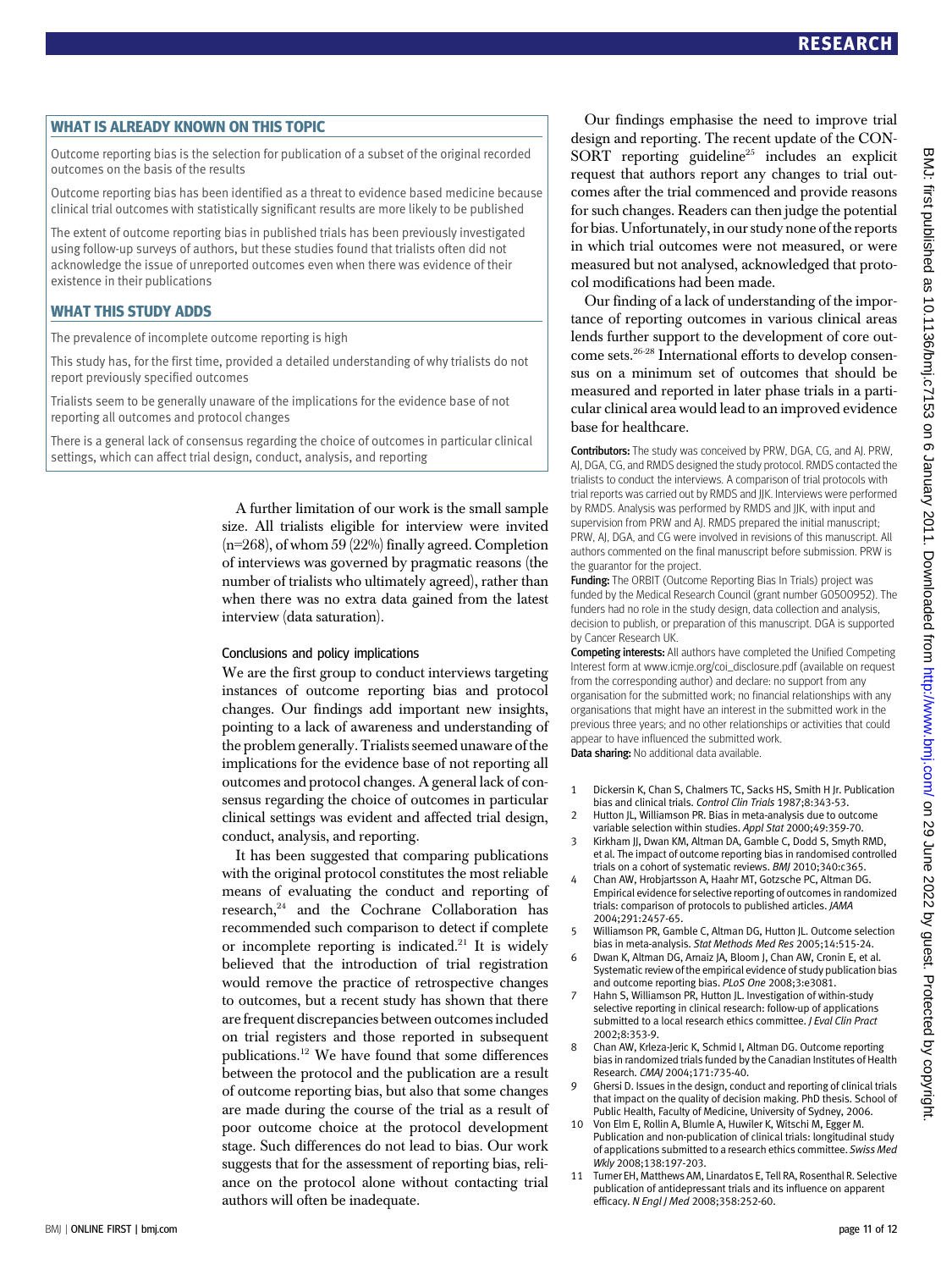## WHAT IS ALREADY KNOWN ON THIS TOPIC

Outcome reporting bias is the selection for publication of a subset of the original recorded outcomes on the basis of the results

Outcome reporting bias has been identified as a threat to evidence based medicine because clinical trial outcomes with statistically significant results are more likely to be published

The extent of outcome reporting bias in published trials has been previously investigated using follow-up surveys of authors, but these studies found that trialists often did not acknowledge the issue of unreported outcomes even when there was evidence of their existence in their publications

## WHAT THIS STUDY ADDS

The prevalence of incomplete outcome reporting is high

This study has, for the first time, provided a detailed understanding of why trialists do not report previously specified outcomes

Trialists seem to be generally unaware of the implications for the evidence base of not reporting all outcomes and protocol changes

There is a general lack of consensus regarding the choice of outcomes in particular clinical settings, which can affect trial design, conduct, analysis, and reporting

A further limitation of our work is the small sample size. All trialists eligible for interview were invited (n=268), of whom 59 (22%) finally agreed. Completion of interviews was governed by pragmatic reasons (the number of trialists who ultimately agreed), rather than when there was no extra data gained from the latest interview (data saturation).

### Conclusions and policy implications

We are the first group to conduct interviews targeting instances of outcome reporting bias and protocol changes. Our findings add important new insights, pointing to a lack of awareness and understanding of the problem generally. Trialists seemed unaware of the implications for the evidence base of not reporting all outcomes and protocol changes. A general lack of consensus regarding the choice of outcomes in particular clinical settings was evident and affected trial design, conduct, analysis, and reporting.

It has been suggested that comparing publications with the original protocol constitutes the most reliable means of evaluating the conduct and reporting of research,[24] and the Cochrane Collaboration has recommended such comparison to detect if complete or incomplete reporting is indicated.[21] It is widely believed that the introduction of trial registration would remove the practice of retrospective changes to outcomes, but a recent study has shown that there are frequent discrepancies between outcomes included on trial registers and those reported in subsequent publications.[12] We have found that some differences between the protocol and the publication are a result of outcome reporting bias, but also that some changes are made during the course of the trial as a result of poor outcome choice at the protocol development stage. Such differences do not lead to bias. Our work suggests that for the assessment of reporting bias, reliance on the protocol alone without contacting trial authors will often be inadequate.

Our findings emphasise the need to improve trial design and reporting. The recent update of the CONSORT reporting guideline[25] includes an explicit request that authors report any changes to trial outcomes after the trial commenced and provide reasons for such changes. Readers can then judge the potential for bias. Unfortunately, in our study none of the reports in which trial outcomes were not measured, or were measured but not analysed, acknowledged that protocol modifications had been made.

Our finding of a lack of understanding of the importance of reporting outcomes in various clinical areas lends further support to the development of core outcome sets.[26-28] International efforts to develop consensus on a minimum set of outcomes that should be measured and reported in later phase trials in a particular clinical area would lead to an improved evidence base for healthcare.

**Contributors:** The study was conceived by PRW, DGA, CG, and AJ. PRW, AJ, DGA, CG, and RMDS designed the study protocol. RMDS contacted the trialists to conduct the interviews. A comparison of trial protocols with trial reports was carried out by RMDS and JJK. Interviews were performed by RMDS. Analysis was performed by RMDS and JJK, with input and supervision from PRW and AJ. RMDS prepared the initial manuscript; PRW, AJ, DGA, and CG were involved in revisions of this manuscript. All authors commented on the final manuscript before submission. PRW is the guarantor for the project.

**Funding:** The ORBIT (Outcome Reporting Bias In Trials) project was funded by the Medical Research Council (grant number G0500952). The funders had no role in the study design, data collection and analysis, decision to publish, or preparation of this manuscript. DGA is supported by Cancer Research UK.

**Competing interests:** All authors have completed the Unified Competing Interest form at www.icmje.org/coi_disclosure.pdf (available on request from the corresponding author) and declare: no support from any organisation for the submitted work; no financial relationships with any organisations that might have an interest in the submitted work in the previous three years; and no other relationships or activities that could appear to have influenced the submitted work.

**Data sharing:** No additional data available.

1. Dickersin K, Chan S, Chalmers TC, Sacks HS, Smith H Jr. Publication bias and clinical trials. *Control Clin Trials* 1987;8:343-53.
2. Hutton JL, Williamson PR. Bias in meta-analysis due to outcome variable selection within studies. *Appl Stat* 2000;49:359-70.
3. Kirkham JJ, Dwan KM, Altman DA, Gamble C, Dodd S, Smyth RMD, et al. The impact of outcome reporting bias in randomised controlled trials on a cohort of systematic reviews. *BMJ* 2010;340:c365.
4. Chan AW, Hrobjartsson A, Haahr MT, Gotzsche PC, Altman DG. Empirical evidence for selective reporting of outcomes in randomized trials: comparison of protocols to published articles. *JAMA* 2004;291:2457-65.
5. Williamson PR, Gamble C, Altman DG, Hutton JL. Outcome selection bias in meta-analysis. *Stat Methods Med Res* 2005;14:515-24.
6. Dwan K, Altman DG, Arnaiz JA, Bloom J, Chan AW, Cronin E, et al. Systematic review of the empirical evidence of study publication bias and outcome reporting bias. *PLoS One* 2008;3:e3081.
7. Hahn S, Williamson PR, Hutton JL. Investigation of within-study selective reporting in clinical research: follow-up of applications submitted to a local research ethics committee. *J Eval Clin Pract* 2002;8:353-9.
8. Chan AW, Krleza-Jeric K, Schmid I, Altman DG. Outcome reporting bias in randomized trials funded by the Canadian Institutes of Health Research. *CMAJ* 2004;171:735-40.
9. Ghersi D. Issues in the design, conduct and reporting of clinical trials that impact on the quality of decision making. PhD thesis. School of Public Health, Faculty of Medicine, University of Sydney, 2006.
10. Von Elm E, Rollin A, Blumle A, Huwiler K, Witschi M, Egger M. Publication and non-publication of clinical trials: longitudinal study of applications submitted to a research ethics committee. *Swiss Med Wkly* 2008;138:197-203.
11. Turner EH, Matthews AM, Linardatos E, Tell RA, Rosenthal R. Selective publication of antidepressant trials and its influence on apparent efficacy. *N Engl J Med* 2008;358:252-60.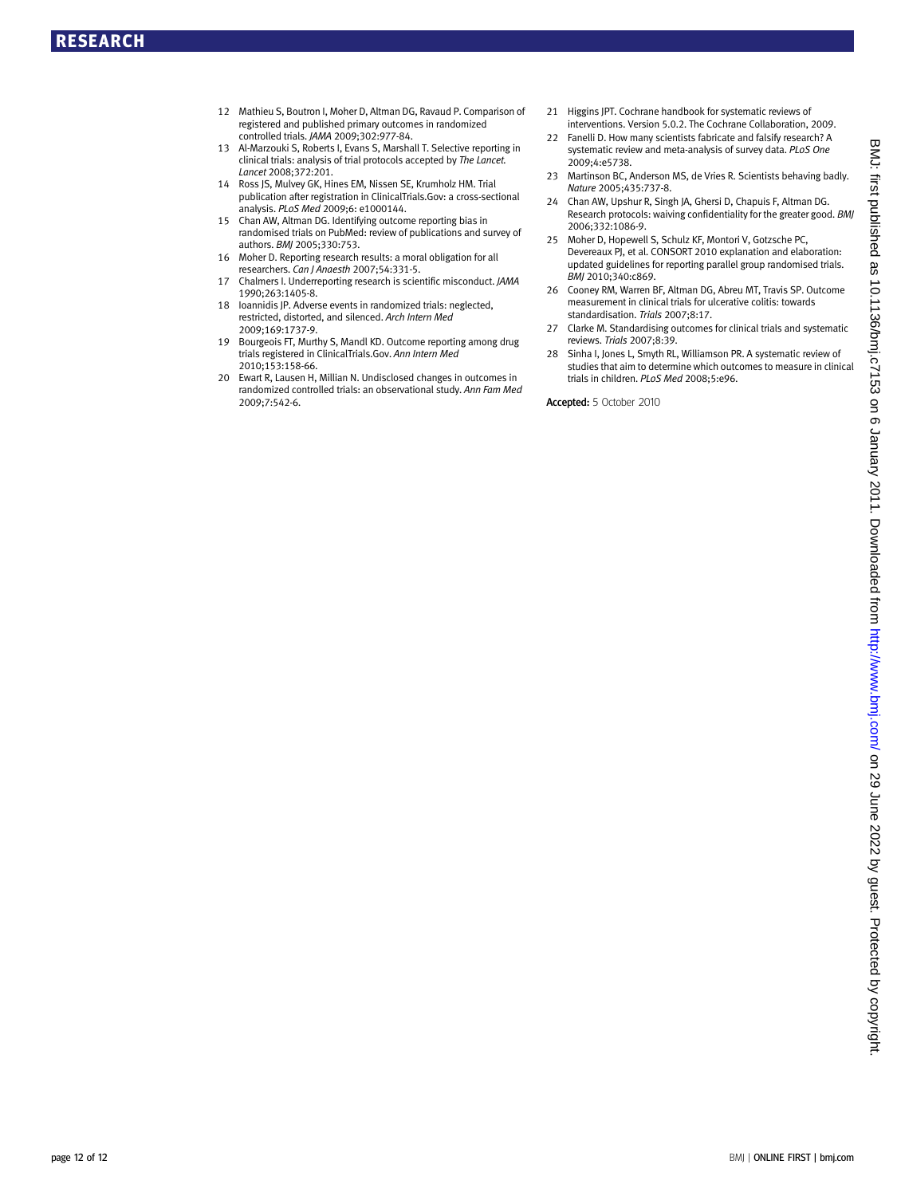12 Mathieu S, Boutron I, Moher D, Altman DG, Ravaud P. Comparison of registered and published primary outcomes in randomized controlled trials. *JAMA* 2009;302:977-84.

13 Al-Marzouki S, Roberts I, Evans S, Marshall T. Selective reporting in clinical trials: analysis of trial protocols accepted by *The Lancet*. *Lancet* 2008;372:201.

14 Ross JS, Mulvey GK, Hines EM, Nissen SE, Krumholz HM. Trial publication after registration in ClinicalTrials.Gov: a cross-sectional analysis. *PLoS Med* 2009;6: e1000144.

15 Chan AW, Altman DG. Identifying outcome reporting bias in randomised trials on PubMed: review of publications and survey of authors. *BMJ* 2005;330:753.

16 Moher D. Reporting research results: a moral obligation for all researchers. *Can J Anaesth* 2007;54:331-5.

17 Chalmers I. Underreporting research is scientific misconduct. *JAMA* 1990;263:1405-8.

18 Ioannidis JP. Adverse events in randomized trials: neglected, restricted, distorted, and silenced. *Arch Intern Med* 2009;169:1737-9.

19 Bourgeois FT, Murthy S, Mandl KD. Outcome reporting among drug trials registered in ClinicalTrials.Gov. *Ann Intern Med* 2010;153:158-66.

20 Ewart R, Lausen H, Millian N. Undisclosed changes in outcomes in randomized controlled trials: an observational study. *Ann Fam Med* 2009;7:542-6.

21 Higgins JPT. Cochrane handbook for systematic reviews of interventions. Version 5.0.2. The Cochrane Collaboration, 2009.

22 Fanelli D. How many scientists fabricate and falsify research? A systematic review and meta-analysis of survey data. *PLoS One* 2009;4:e5738.

23 Martinson BC, Anderson MS, de Vries R. Scientists behaving badly. *Nature* 2005;435:737-8.

24 Chan AW, Upshur R, Singh JA, Ghersi D, Chapuis F, Altman DG. Research protocols: waiving confidentiality for the greater good. *BMJ* 2006;332:1086-9.

25 Moher D, Hopewell S, Schulz KF, Montori V, Gotzsche PC, Devereaux PJ, et al. CONSORT 2010 explanation and elaboration: updated guidelines for reporting parallel group randomised trials. *BMJ* 2010;340:c869.

26 Cooney RM, Warren BF, Altman DG, Abreu MT, Travis SP. Outcome measurement in clinical trials for ulcerative colitis: towards standardisation. *Trials* 2007;8:17.

27 Clarke M. Standardising outcomes for clinical trials and systematic reviews. *Trials* 2007;8:39.

28 Sinha I, Jones L, Smyth RL, Williamson PR. A systematic review of studies that aim to determine which outcomes to measure in clinical trials in children. *PLoS Med* 2008;5:e96.

**Accepted:** 5 October 2010